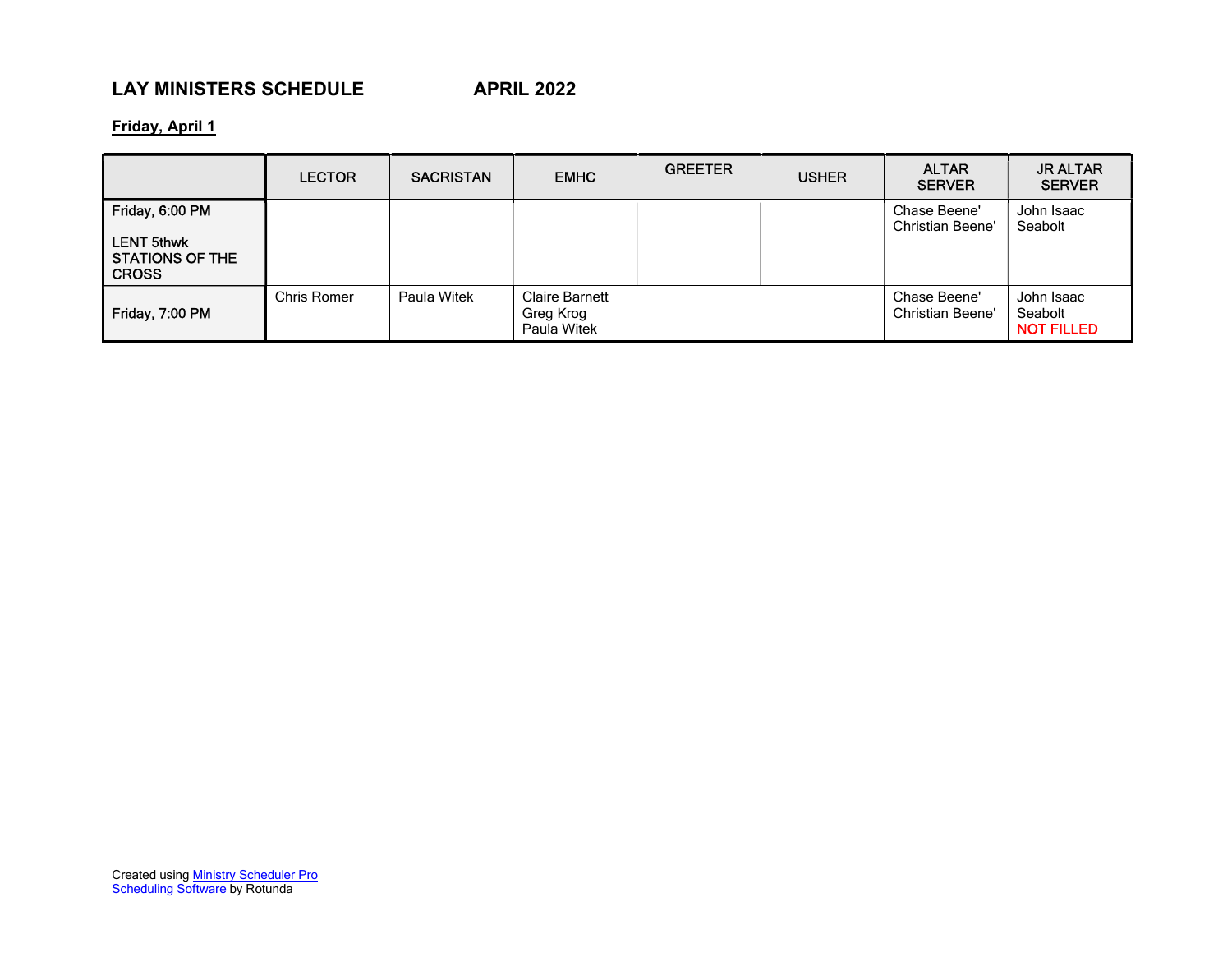# LAY MINISTERS SCHEDULE APRIL 2022

**Friday, April 1**

| | LECTOR | SACRISTAN | EMHC | GREETER | USHER | ALTAR SERVER | JR ALTAR SERVER |
|---|---|---|---|---|---|---|---|
| Friday, 6:00 PM<br><br>LENT 5thwk STATIONS OF THE CROSS | | | | | | Chase Beene'<br>Christian Beene' | John Isaac Seabolt |
| Friday, 7:00 PM | Chris Romer | Paula Witek | Claire Barnett<br>Greg Krog<br>Paula Witek | | | Chase Beene'<br>Christian Beene' | John Isaac Seabolt<br>NOT FILLED |

Created using [Ministry Scheduler Pro Scheduling Software] by Rotunda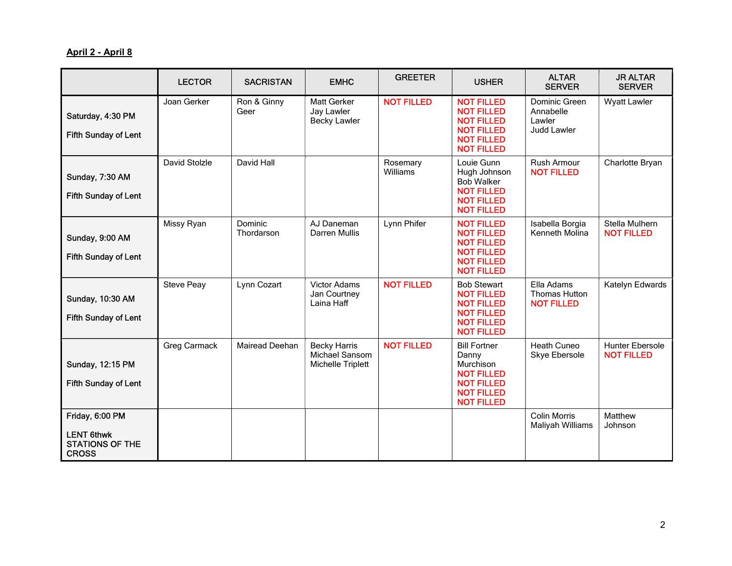**April 2 - April 8**

| | LECTOR | SACRISTAN | EMHC | GREETER | USHER | ALTAR SERVER | JR ALTAR SERVER |
|---|---|---|---|---|---|---|---|
| Saturday, 4:30 PM<br>Fifth Sunday of Lent | Joan Gerker | Ron & Ginny Geer | Matt Gerker<br>Jay Lawler<br>Becky Lawler | NOT FILLED | NOT FILLED<br>NOT FILLED<br>NOT FILLED<br>NOT FILLED<br>NOT FILLED<br>NOT FILLED | Dominic Green<br>Annabelle Lawler<br>Judd Lawler | Wyatt Lawler |
| Sunday, 7:30 AM<br>Fifth Sunday of Lent | David Stolzle | David Hall | | Rosemary Williams | Louie Gunn<br>Hugh Johnson<br>Bob Walker<br>NOT FILLED<br>NOT FILLED<br>NOT FILLED | Rush Armour<br>NOT FILLED | Charlotte Bryan |
| Sunday, 9:00 AM<br>Fifth Sunday of Lent | Missy Ryan | Dominic Thordarson | AJ Daneman<br>Darren Mullis | Lynn Phifer | NOT FILLED<br>NOT FILLED<br>NOT FILLED<br>NOT FILLED<br>NOT FILLED<br>NOT FILLED | Isabella Borgia<br>Kenneth Molina | Stella Mulhern<br>NOT FILLED |
| Sunday, 10:30 AM<br>Fifth Sunday of Lent | Steve Peay | Lynn Cozart | Victor Adams<br>Jan Courtney<br>Laina Haff | NOT FILLED | Bob Stewart<br>NOT FILLED<br>NOT FILLED<br>NOT FILLED<br>NOT FILLED<br>NOT FILLED | Ella Adams<br>Thomas Hutton<br>NOT FILLED | Katelyn Edwards |
| Sunday, 12:15 PM<br>Fifth Sunday of Lent | Greg Carmack | Mairead Deehan | Becky Harris<br>Michael Sansom<br>Michelle Triplett | NOT FILLED | Bill Fortner<br>Danny Murchison<br>NOT FILLED<br>NOT FILLED<br>NOT FILLED<br>NOT FILLED | Heath Cuneo<br>Skye Ebersole | Hunter Ebersole<br>NOT FILLED |
| Friday, 6:00 PM<br>LENT 6thwk STATIONS OF THE CROSS | | | | | | Colin Morris<br>Maliyah Williams | Matthew Johnson |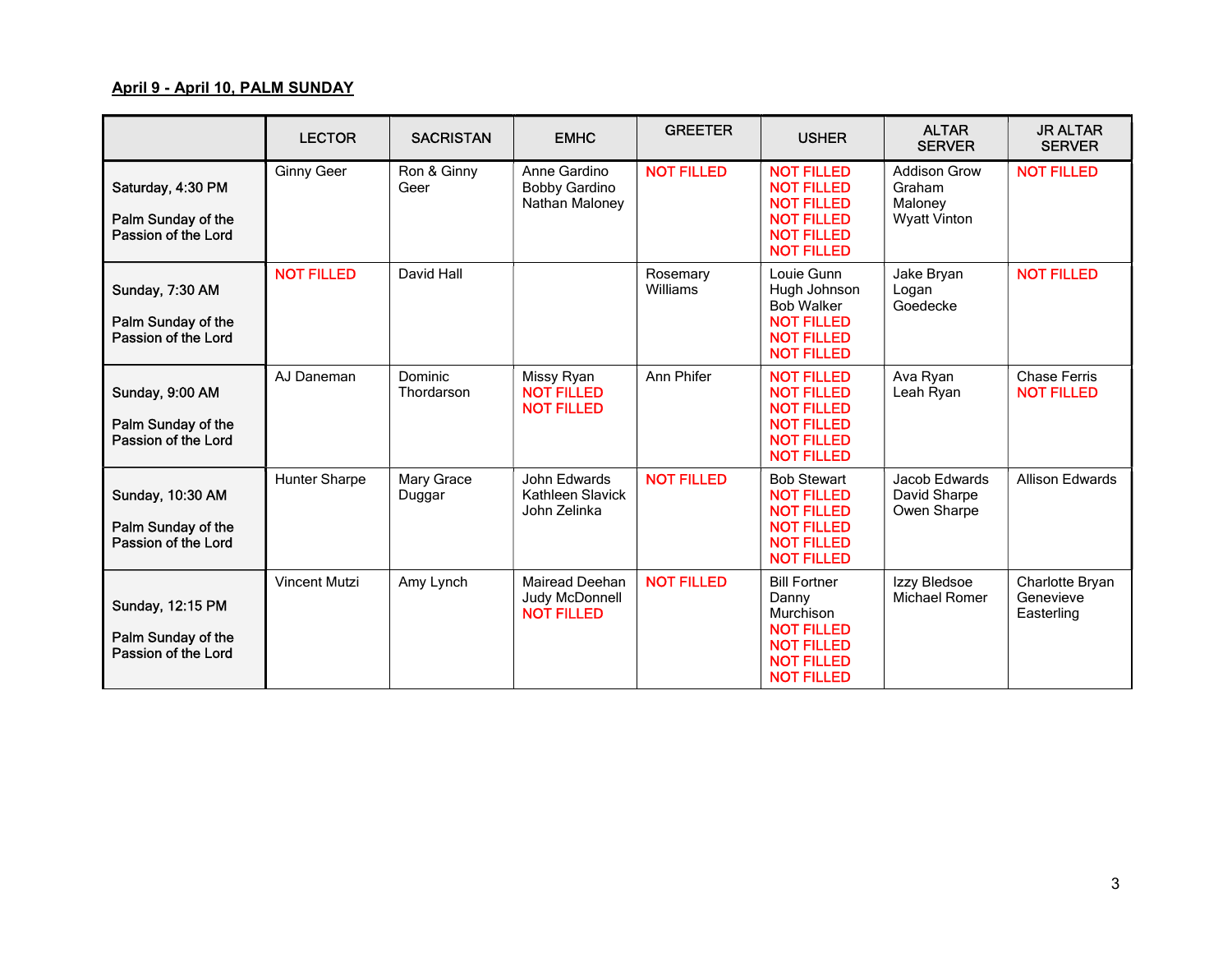**April 9 - April 10, PALM SUNDAY**

| | LECTOR | SACRISTAN | EMHC | GREETER | USHER | ALTAR SERVER | JR ALTAR SERVER |
|---|---|---|---|---|---|---|---|
| Saturday, 4:30 PM<br><br>Palm Sunday of the Passion of the Lord | Ginny Geer | Ron & Ginny Geer | Anne Gardino<br>Bobby Gardino<br>Nathan Maloney | NOT FILLED | NOT FILLED<br>NOT FILLED<br>NOT FILLED<br>NOT FILLED<br>NOT FILLED<br>NOT FILLED | Addison Grow<br>Graham Maloney<br>Wyatt Vinton | NOT FILLED |
| Sunday, 7:30 AM<br><br>Palm Sunday of the Passion of the Lord | NOT FILLED | David Hall | | Rosemary Williams | Louie Gunn<br>Hugh Johnson<br>Bob Walker<br>NOT FILLED<br>NOT FILLED<br>NOT FILLED | Jake Bryan<br>Logan Goedecke | NOT FILLED |
| Sunday, 9:00 AM<br><br>Palm Sunday of the Passion of the Lord | AJ Daneman | Dominic Thordarson | Missy Ryan<br>NOT FILLED<br>NOT FILLED | Ann Phifer | NOT FILLED<br>NOT FILLED<br>NOT FILLED<br>NOT FILLED<br>NOT FILLED<br>NOT FILLED | Ava Ryan<br>Leah Ryan | Chase Ferris<br>NOT FILLED |
| Sunday, 10:30 AM<br><br>Palm Sunday of the Passion of the Lord | Hunter Sharpe | Mary Grace Duggar | John Edwards<br>Kathleen Slavick<br>John Zelinka | NOT FILLED | Bob Stewart<br>NOT FILLED<br>NOT FILLED<br>NOT FILLED<br>NOT FILLED<br>NOT FILLED | Jacob Edwards<br>David Sharpe<br>Owen Sharpe | Allison Edwards |
| Sunday, 12:15 PM<br><br>Palm Sunday of the Passion of the Lord | Vincent Mutzi | Amy Lynch | Mairead Deehan<br>Judy McDonnell<br>NOT FILLED | NOT FILLED | Bill Fortner<br>Danny Murchison<br>NOT FILLED<br>NOT FILLED<br>NOT FILLED<br>NOT FILLED | Izzy Bledsoe<br>Michael Romer | Charlotte Bryan<br>Genevieve Easterling |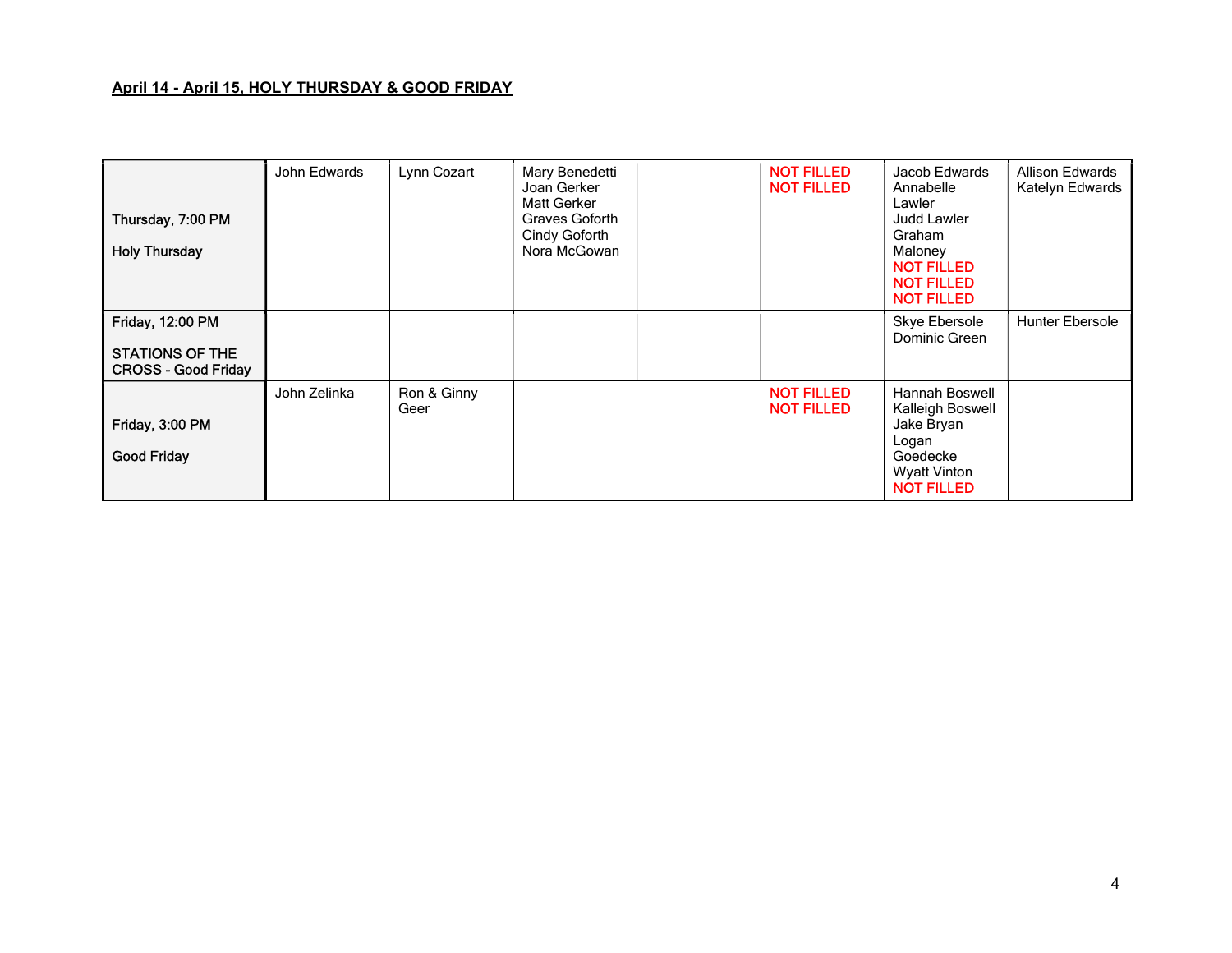**April 14 - April 15, HOLY THURSDAY & GOOD FRIDAY**

| | | | | | | | |
|---|---|---|---|---|---|---|---|
| Thursday, 7:00 PM<br><br>Holy Thursday | John Edwards | Lynn Cozart | Mary Benedetti<br>Joan Gerker<br>Matt Gerker<br>Graves Goforth<br>Cindy Goforth<br>Nora McGowan | | NOT FILLED<br>NOT FILLED | Jacob Edwards<br>Annabelle Lawler<br>Judd Lawler<br>Graham Maloney<br>NOT FILLED<br>NOT FILLED<br>NOT FILLED | Allison Edwards<br>Katelyn Edwards |
| Friday, 12:00 PM<br><br>STATIONS OF THE CROSS - Good Friday | | | | | | Skye Ebersole<br>Dominic Green | Hunter Ebersole |
| Friday, 3:00 PM<br><br>Good Friday | John Zelinka | Ron & Ginny Geer | | | NOT FILLED<br>NOT FILLED | Hannah Boswell<br>Kalleigh Boswell<br>Jake Bryan<br>Logan Goedecke<br>Wyatt Vinton<br>NOT FILLED | |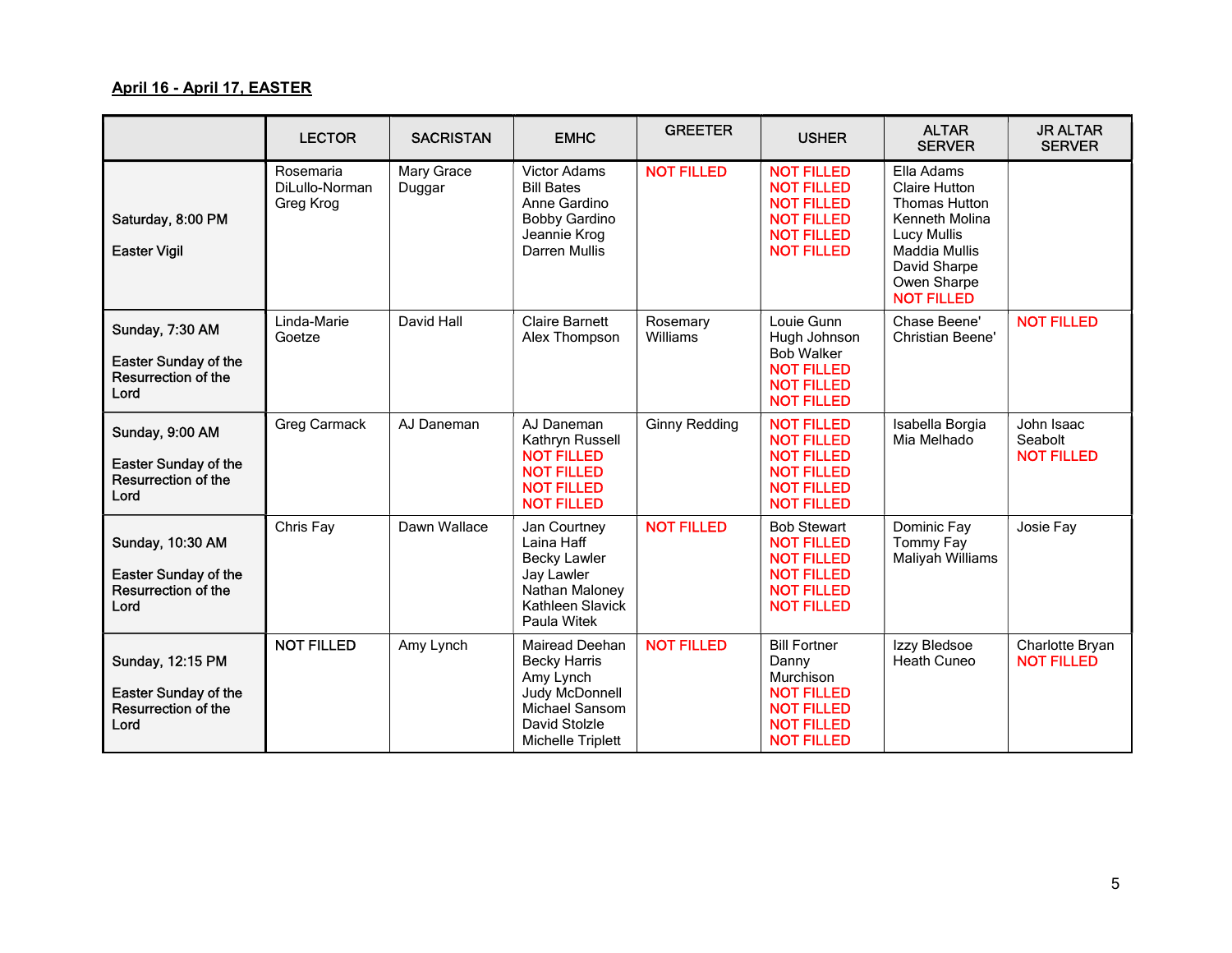**April 16 - April 17, EASTER**

| | LECTOR | SACRISTAN | EMHC | GREETER | USHER | ALTAR SERVER | JR ALTAR SERVER |
|---|---|---|---|---|---|---|---|
| Saturday, 8:00 PM<br><br>Easter Vigil | Rosemaria DiLullo-Norman<br>Greg Krog | Mary Grace Duggar | Victor Adams<br>Bill Bates<br>Anne Gardino<br>Bobby Gardino<br>Jeannie Krog<br>Darren Mullis | NOT FILLED | NOT FILLED<br>NOT FILLED<br>NOT FILLED<br>NOT FILLED<br>NOT FILLED<br>NOT FILLED | Ella Adams<br>Claire Hutton<br>Thomas Hutton<br>Kenneth Molina<br>Lucy Mullis<br>Maddia Mullis<br>David Sharpe<br>Owen Sharpe<br>NOT FILLED | |
| Sunday, 7:30 AM<br><br>Easter Sunday of the Resurrection of the Lord | Linda-Marie Goetze | David Hall | Claire Barnett<br>Alex Thompson | Rosemary Williams | Louie Gunn<br>Hugh Johnson<br>Bob Walker<br>NOT FILLED<br>NOT FILLED<br>NOT FILLED | Chase Beene'<br>Christian Beene' | NOT FILLED |
| Sunday, 9:00 AM<br><br>Easter Sunday of the Resurrection of the Lord | Greg Carmack | AJ Daneman | AJ Daneman<br>Kathryn Russell<br>NOT FILLED<br>NOT FILLED<br>NOT FILLED<br>NOT FILLED | Ginny Redding | NOT FILLED<br>NOT FILLED<br>NOT FILLED<br>NOT FILLED<br>NOT FILLED<br>NOT FILLED | Isabella Borgia<br>Mia Melhado | John Isaac Seabolt<br>NOT FILLED |
| Sunday, 10:30 AM<br><br>Easter Sunday of the Resurrection of the Lord | Chris Fay | Dawn Wallace | Jan Courtney<br>Laina Haff<br>Becky Lawler<br>Jay Lawler<br>Nathan Maloney<br>Kathleen Slavick<br>Paula Witek | NOT FILLED | Bob Stewart<br>NOT FILLED<br>NOT FILLED<br>NOT FILLED<br>NOT FILLED<br>NOT FILLED | Dominic Fay<br>Tommy Fay<br>Maliyah Williams | Josie Fay |
| Sunday, 12:15 PM<br><br>Easter Sunday of the Resurrection of the Lord | NOT FILLED | Amy Lynch | Mairead Deehan<br>Becky Harris<br>Amy Lynch<br>Judy McDonnell<br>Michael Sansom<br>David Stolzle<br>Michelle Triplett | NOT FILLED | Bill Fortner<br>Danny Murchison<br>NOT FILLED<br>NOT FILLED<br>NOT FILLED<br>NOT FILLED | Izzy Bledsoe<br>Heath Cuneo | Charlotte Bryan<br>NOT FILLED |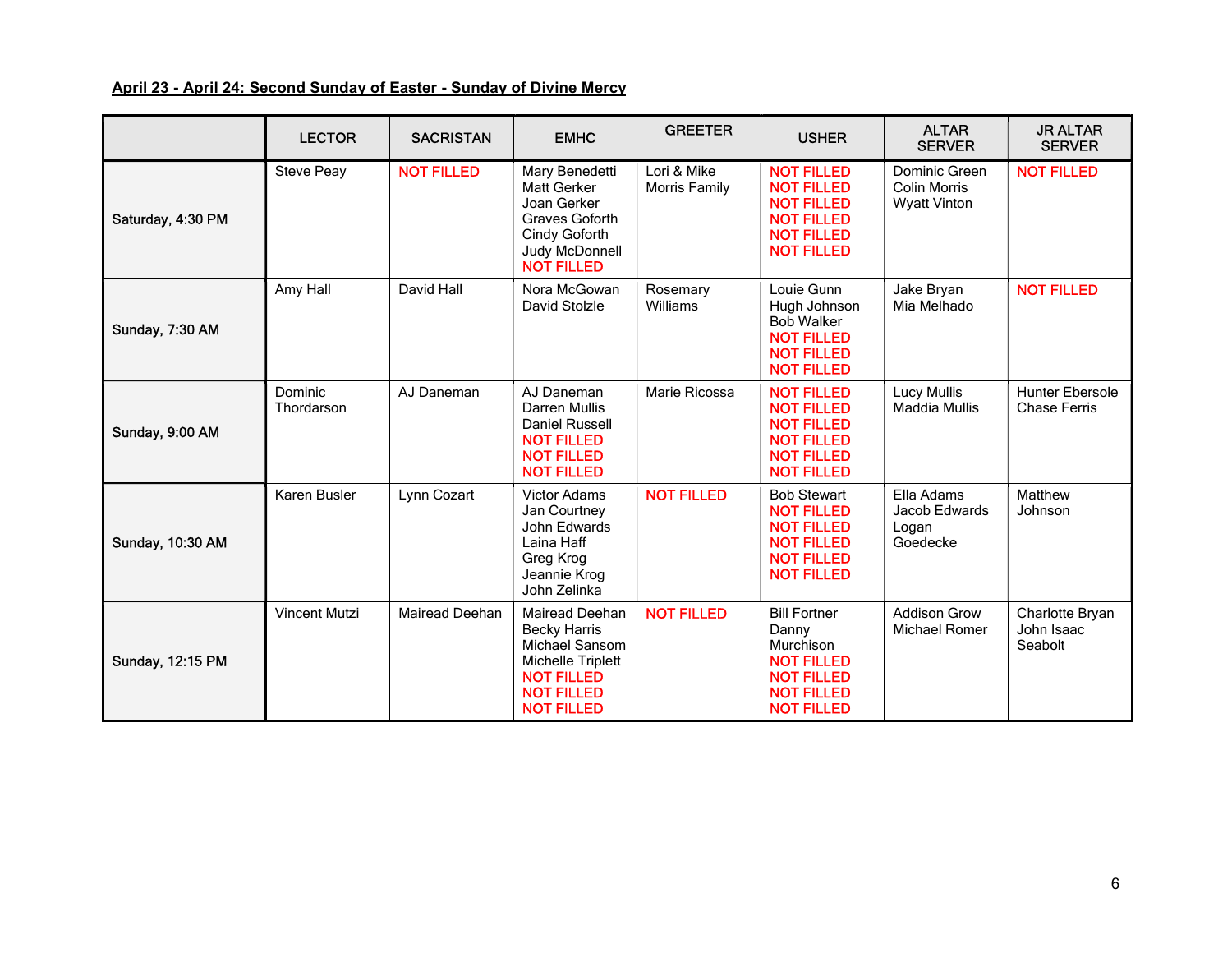**April 23 - April 24: Second Sunday of Easter - Sunday of Divine Mercy**

| | LECTOR | SACRISTAN | EMHC | GREETER | USHER | ALTAR SERVER | JR ALTAR SERVER |
|---|---|---|---|---|---|---|---|
| Saturday, 4:30 PM | Steve Peay | NOT FILLED | Mary Benedetti<br>Matt Gerker<br>Joan Gerker<br>Graves Goforth<br>Cindy Goforth<br>Judy McDonnell<br>NOT FILLED | Lori & Mike Morris Family | NOT FILLED<br>NOT FILLED<br>NOT FILLED<br>NOT FILLED<br>NOT FILLED<br>NOT FILLED | Dominic Green<br>Colin Morris<br>Wyatt Vinton | NOT FILLED |
| Sunday, 7:30 AM | Amy Hall | David Hall | Nora McGowan<br>David Stolzle | Rosemary Williams | Louie Gunn<br>Hugh Johnson<br>Bob Walker<br>NOT FILLED<br>NOT FILLED<br>NOT FILLED | Jake Bryan<br>Mia Melhado | NOT FILLED |
| Sunday, 9:00 AM | Dominic Thordarson | AJ Daneman | AJ Daneman<br>Darren Mullis<br>Daniel Russell<br>NOT FILLED<br>NOT FILLED<br>NOT FILLED | Marie Ricossa | NOT FILLED<br>NOT FILLED<br>NOT FILLED<br>NOT FILLED<br>NOT FILLED<br>NOT FILLED | Lucy Mullis<br>Maddia Mullis | Hunter Ebersole<br>Chase Ferris |
| Sunday, 10:30 AM | Karen Busler | Lynn Cozart | Victor Adams<br>Jan Courtney<br>John Edwards<br>Laina Haff<br>Greg Krog<br>Jeannie Krog<br>John Zelinka | NOT FILLED | Bob Stewart<br>NOT FILLED<br>NOT FILLED<br>NOT FILLED<br>NOT FILLED<br>NOT FILLED | Ella Adams<br>Jacob Edwards<br>Logan Goedecke | Matthew Johnson |
| Sunday, 12:15 PM | Vincent Mutzi | Mairead Deehan | Mairead Deehan<br>Becky Harris<br>Michael Sansom<br>Michelle Triplett<br>NOT FILLED<br>NOT FILLED<br>NOT FILLED | NOT FILLED | Bill Fortner<br>Danny Murchison<br>NOT FILLED<br>NOT FILLED<br>NOT FILLED<br>NOT FILLED | Addison Grow<br>Michael Romer | Charlotte Bryan<br>John Isaac Seabolt |